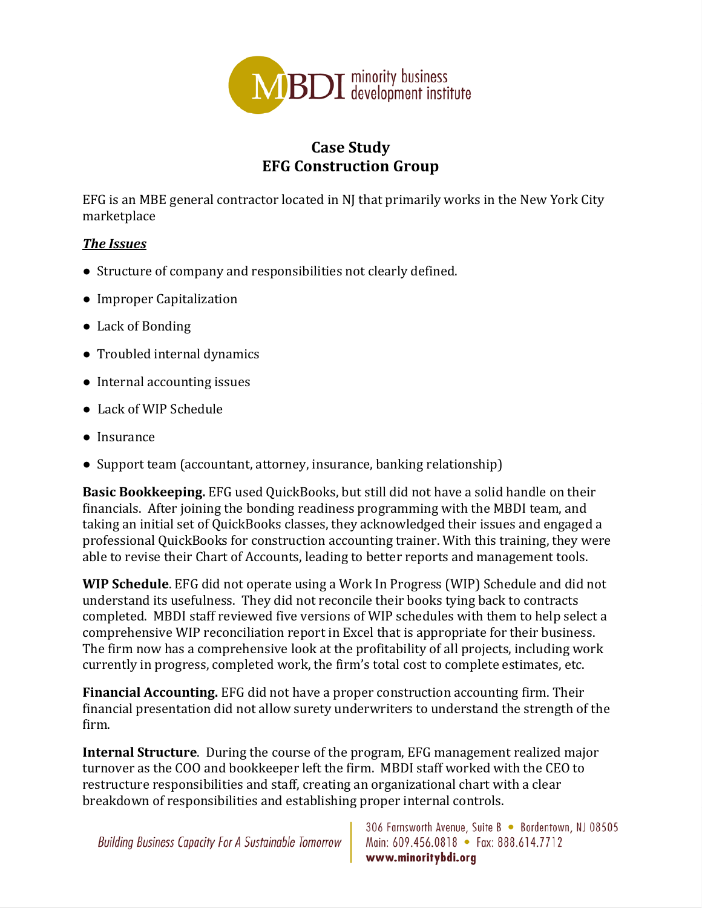# Case Study
# EFG Construction Group

EFG is an MBE general contractor located in NJ that primarily works in the New York City marketplace

***The Issues***

- Structure of company and responsibilities not clearly defined.
- Improper Capitalization
- Lack of Bonding
- Troubled internal dynamics
- Internal accounting issues
- Lack of WIP Schedule
- Insurance
- Support team (accountant, attorney, insurance, banking relationship)

**Basic Bookkeeping.** EFG used QuickBooks, but still did not have a solid handle on their financials. After joining the bonding readiness programming with the MBDI team, and taking an initial set of QuickBooks classes, they acknowledged their issues and engaged a professional QuickBooks for construction accounting trainer. With this training, they were able to revise their Chart of Accounts, leading to better reports and management tools.

**WIP Schedule**. EFG did not operate using a Work In Progress (WIP) Schedule and did not understand its usefulness. They did not reconcile their books tying back to contracts completed. MBDI staff reviewed five versions of WIP schedules with them to help select a comprehensive WIP reconciliation report in Excel that is appropriate for their business. The firm now has a comprehensive look at the profitability of all projects, including work currently in progress, completed work, the firm's total cost to complete estimates, etc.

**Financial Accounting.** EFG did not have a proper construction accounting firm. Their financial presentation did not allow surety underwriters to understand the strength of the firm.

**Internal Structure**. During the course of the program, EFG management realized major turnover as the COO and bookkeeper left the firm. MBDI staff worked with the CEO to restructure responsibilities and staff, creating an organizational chart with a clear breakdown of responsibilities and establishing proper internal controls.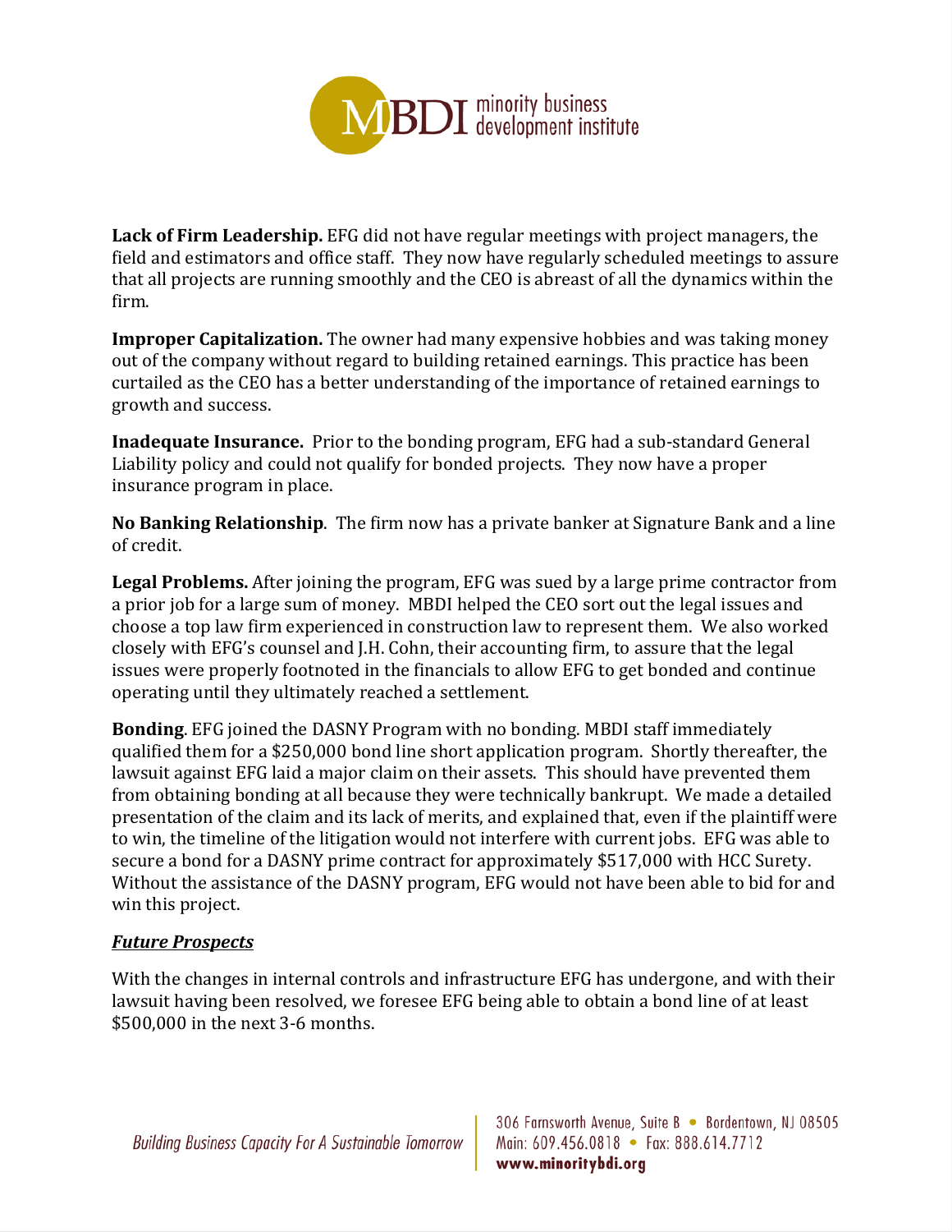**Lack of Firm Leadership.** EFG did not have regular meetings with project managers, the field and estimators and office staff. They now have regularly scheduled meetings to assure that all projects are running smoothly and the CEO is abreast of all the dynamics within the firm.

**Improper Capitalization.** The owner had many expensive hobbies and was taking money out of the company without regard to building retained earnings. This practice has been curtailed as the CEO has a better understanding of the importance of retained earnings to growth and success.

**Inadequate Insurance.** Prior to the bonding program, EFG had a sub-standard General Liability policy and could not qualify for bonded projects. They now have a proper insurance program in place.

**No Banking Relationship**. The firm now has a private banker at Signature Bank and a line of credit.

**Legal Problems.** After joining the program, EFG was sued by a large prime contractor from a prior job for a large sum of money. MBDI helped the CEO sort out the legal issues and choose a top law firm experienced in construction law to represent them. We also worked closely with EFG's counsel and J.H. Cohn, their accounting firm, to assure that the legal issues were properly footnoted in the financials to allow EFG to get bonded and continue operating until they ultimately reached a settlement.

**Bonding**. EFG joined the DASNY Program with no bonding. MBDI staff immediately qualified them for a $250,000 bond line short application program. Shortly thereafter, the lawsuit against EFG laid a major claim on their assets. This should have prevented them from obtaining bonding at all because they were technically bankrupt. We made a detailed presentation of the claim and its lack of merits, and explained that, even if the plaintiff were to win, the timeline of the litigation would not interfere with current jobs. EFG was able to secure a bond for a DASNY prime contract for approximately $517,000 with HCC Surety. Without the assistance of the DASNY program, EFG would not have been able to bid for and win this project.

***Future Prospects***

With the changes in internal controls and infrastructure EFG has undergone, and with their lawsuit having been resolved, we foresee EFG being able to obtain a bond line of at least $500,000 in the next 3-6 months.